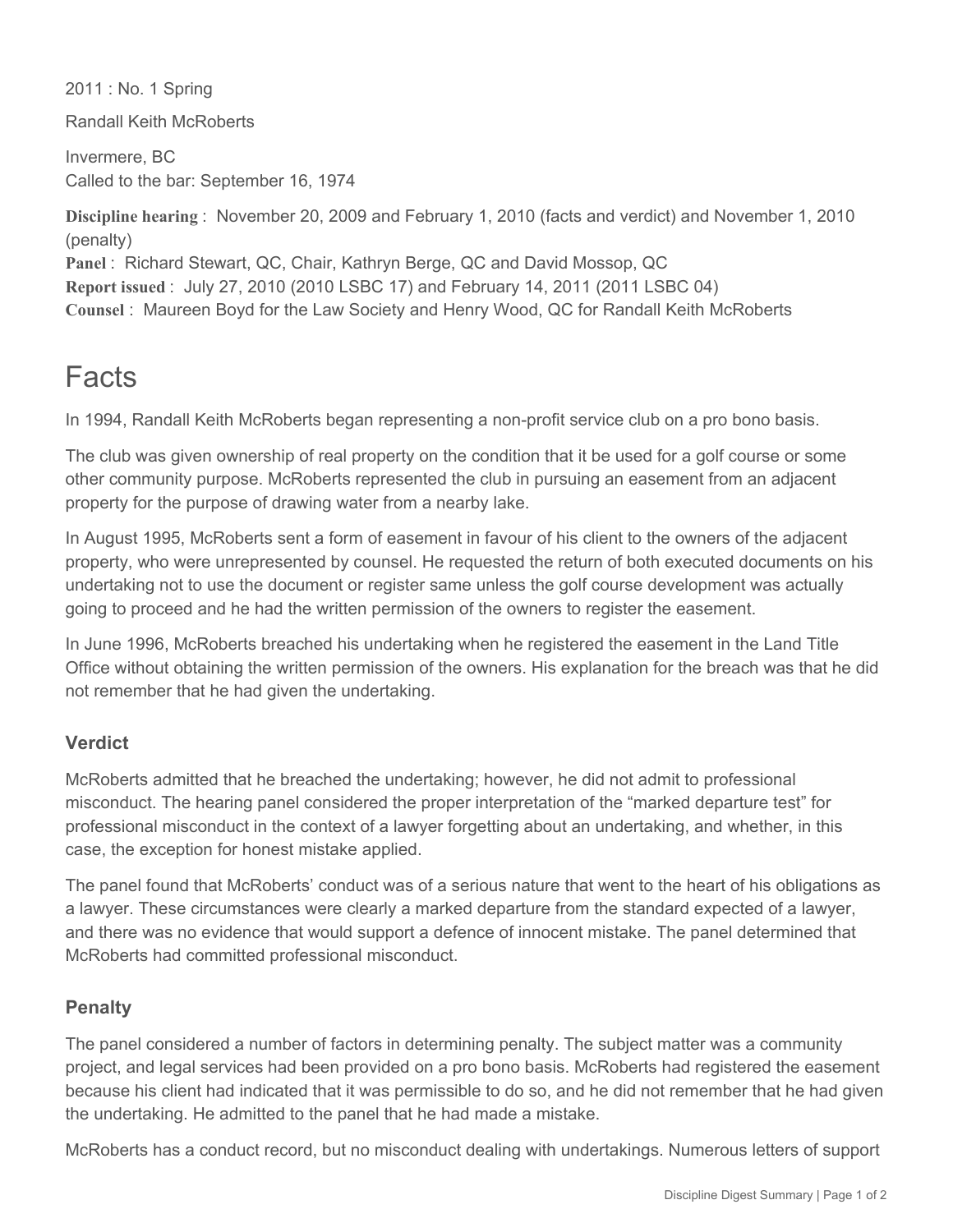2011 : No. 1 Spring

Randall Keith McRoberts

Invermere, BC
Called to the bar: September 16, 1974

**Discipline hearing** : November 20, 2009 and February 1, 2010 (facts and verdict) and November 1, 2010 (penalty)
**Panel** : Richard Stewart, QC, Chair, Kathryn Berge, QC and David Mossop, QC
**Report issued** : July 27, 2010 (2010 LSBC 17) and February 14, 2011 (2011 LSBC 04)
**Counsel** : Maureen Boyd for the Law Society and Henry Wood, QC for Randall Keith McRoberts

# Facts

In 1994, Randall Keith McRoberts began representing a non-profit service club on a pro bono basis.

The club was given ownership of real property on the condition that it be used for a golf course or some other community purpose. McRoberts represented the club in pursuing an easement from an adjacent property for the purpose of drawing water from a nearby lake.

In August 1995, McRoberts sent a form of easement in favour of his client to the owners of the adjacent property, who were unrepresented by counsel. He requested the return of both executed documents on his undertaking not to use the document or register same unless the golf course development was actually going to proceed and he had the written permission of the owners to register the easement.

In June 1996, McRoberts breached his undertaking when he registered the easement in the Land Title Office without obtaining the written permission of the owners. His explanation for the breach was that he did not remember that he had given the undertaking.

### Verdict

McRoberts admitted that he breached the undertaking; however, he did not admit to professional misconduct. The hearing panel considered the proper interpretation of the "marked departure test" for professional misconduct in the context of a lawyer forgetting about an undertaking, and whether, in this case, the exception for honest mistake applied.

The panel found that McRoberts' conduct was of a serious nature that went to the heart of his obligations as a lawyer. These circumstances were clearly a marked departure from the standard expected of a lawyer, and there was no evidence that would support a defence of innocent mistake. The panel determined that McRoberts had committed professional misconduct.

### Penalty

The panel considered a number of factors in determining penalty. The subject matter was a community project, and legal services had been provided on a pro bono basis. McRoberts had registered the easement because his client had indicated that it was permissible to do so, and he did not remember that he had given the undertaking. He admitted to the panel that he had made a mistake.

McRoberts has a conduct record, but no misconduct dealing with undertakings. Numerous letters of support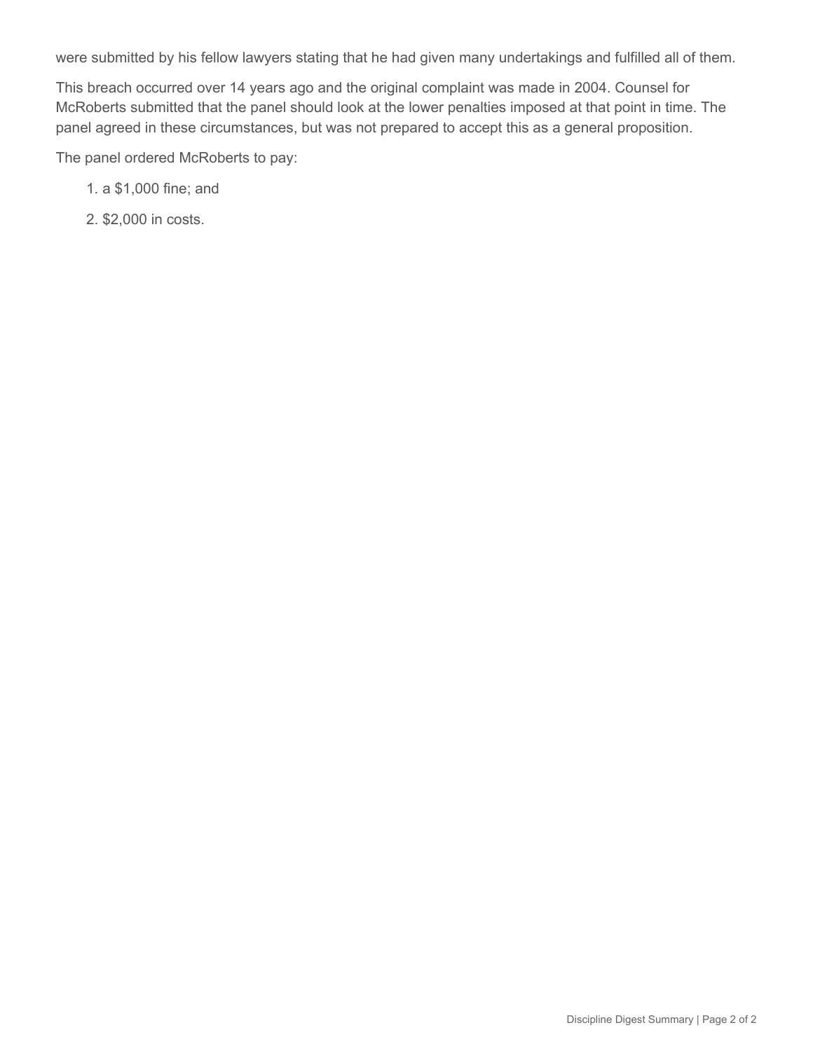were submitted by his fellow lawyers stating that he had given many undertakings and fulfilled all of them.

This breach occurred over 14 years ago and the original complaint was made in 2004. Counsel for McRoberts submitted that the panel should look at the lower penalties imposed at that point in time. The panel agreed in these circumstances, but was not prepared to accept this as a general proposition.

The panel ordered McRoberts to pay:

1. a $1,000 fine; and
2. $2,000 in costs.